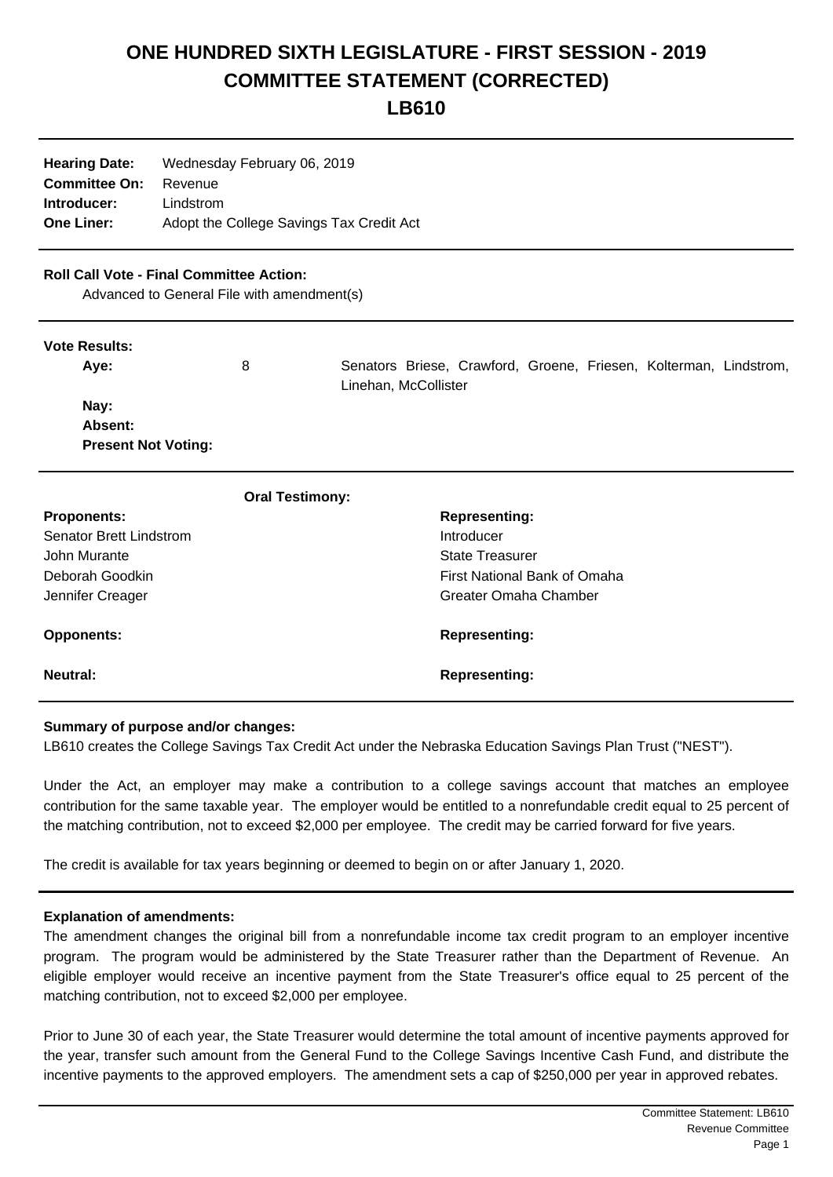# ONE HUNDRED SIXTH LEGISLATURE - FIRST SESSION - 2019
# COMMITTEE STATEMENT (CORRECTED)
# LB610

| | |
|---|---|
| **Hearing Date:** | Wednesday February 06, 2019 |
| **Committee On:** | Revenue |
| **Introducer:** | Lindstrom |
| **One Liner:** | Adopt the College Savings Tax Credit Act |

**Roll Call Vote - Final Committee Action:**

Advanced to General File with amendment(s)

**Vote Results:**

| | | |
|---|---|---|
| **Aye:** | 8 | Senators Briese, Crawford, Groene, Friesen, Kolterman, Lindstrom, Linehan, McCollister |
| **Nay:** | | |
| **Absent:** | | |
| **Present Not Voting:** | | |

**Oral Testimony:**

| **Proponents:** | **Representing:** |
|---|---|
| Senator Brett Lindstrom | Introducer |
| John Murante | State Treasurer |
| Deborah Goodkin | First National Bank of Omaha |
| Jennifer Creager | Greater Omaha Chamber |
| **Opponents:** | **Representing:** |
| **Neutral:** | **Representing:** |

**Summary of purpose and/or changes:**

LB610 creates the College Savings Tax Credit Act under the Nebraska Education Savings Plan Trust ("NEST").

Under the Act, an employer may make a contribution to a college savings account that matches an employee contribution for the same taxable year. The employer would be entitled to a nonrefundable credit equal to 25 percent of the matching contribution, not to exceed $2,000 per employee. The credit may be carried forward for five years.

The credit is available for tax years beginning or deemed to begin on or after January 1, 2020.

**Explanation of amendments:**

The amendment changes the original bill from a nonrefundable income tax credit program to an employer incentive program. The program would be administered by the State Treasurer rather than the Department of Revenue. An eligible employer would receive an incentive payment from the State Treasurer's office equal to 25 percent of the matching contribution, not to exceed $2,000 per employee.

Prior to June 30 of each year, the State Treasurer would determine the total amount of incentive payments approved for the year, transfer such amount from the General Fund to the College Savings Incentive Cash Fund, and distribute the incentive payments to the approved employers. The amendment sets a cap of $250,000 per year in approved rebates.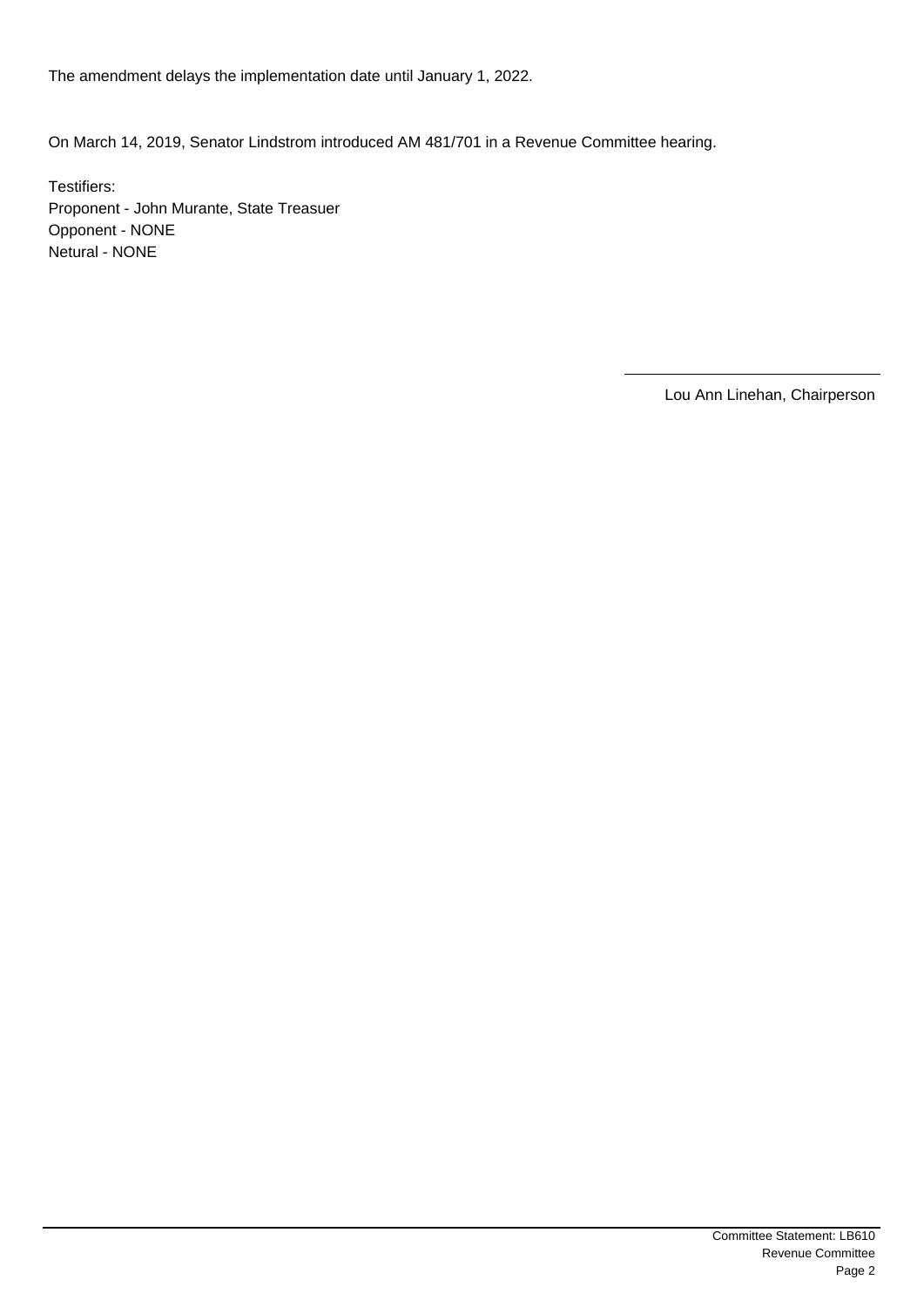The amendment delays the implementation date until January 1, 2022.

On March 14, 2019, Senator Lindstrom introduced AM 481/701 in a Revenue Committee hearing.

Testifiers:
Proponent - John Murante, State Treasuer
Opponent - NONE
Netural - NONE

Lou Ann Linehan, Chairperson